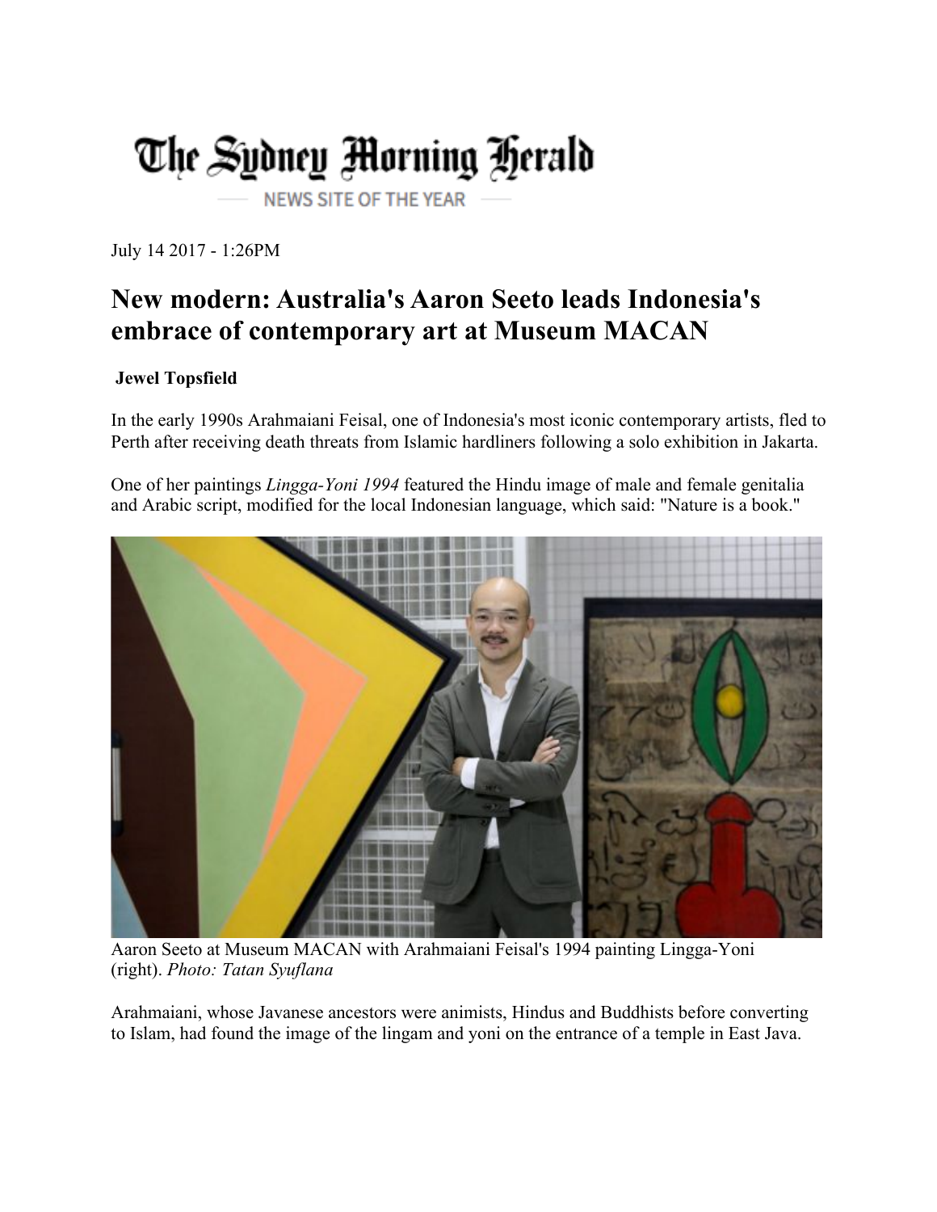The Sydney Morning Herald

NEWS SITE OF THE YEAR

July 14 2017 - 1:26PM

# New modern: Australia's Aaron Seeto leads Indonesia's embrace of contemporary art at Museum MACAN

**Jewel Topsfield**

In the early 1990s Arahmaiani Feisal, one of Indonesia's most iconic contemporary artists, fled to Perth after receiving death threats from Islamic hardliners following a solo exhibition in Jakarta.

One of her paintings *Lingga-Yoni 1994* featured the Hindu image of male and female genitalia and Arabic script, modified for the local Indonesian language, which said: "Nature is a book."

Aaron Seeto at Museum MACAN with Arahmaiani Feisal's 1994 painting Lingga-Yoni (right). *Photo: Tatan Syuflana*

Arahmaiani, whose Javanese ancestors were animists, Hindus and Buddhists before converting to Islam, had found the image of the lingam and yoni on the entrance of a temple in East Java.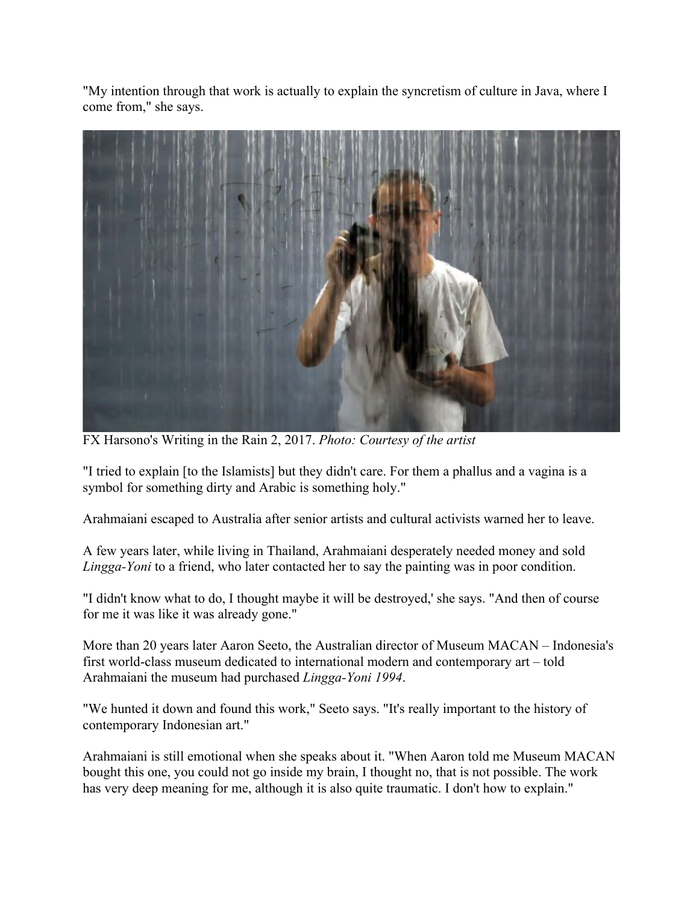"My intention through that work is actually to explain the syncretism of culture in Java, where I come from," she says.

FX Harsono's Writing in the Rain 2, 2017. *Photo: Courtesy of the artist*

"I tried to explain [to the Islamists] but they didn't care. For them a phallus and a vagina is a symbol for something dirty and Arabic is something holy."

Arahmaiani escaped to Australia after senior artists and cultural activists warned her to leave.

A few years later, while living in Thailand, Arahmaiani desperately needed money and sold *Lingga-Yoni* to a friend, who later contacted her to say the painting was in poor condition.

"I didn't know what to do, I thought maybe it will be destroyed,' she says. "And then of course for me it was like it was already gone."

More than 20 years later Aaron Seeto, the Australian director of Museum MACAN – Indonesia's first world-class museum dedicated to international modern and contemporary art – told Arahmaiani the museum had purchased *Lingga-Yoni 1994*.

"We hunted it down and found this work," Seeto says. "It's really important to the history of contemporary Indonesian art."

Arahmaiani is still emotional when she speaks about it. "When Aaron told me Museum MACAN bought this one, you could not go inside my brain, I thought no, that is not possible. The work has very deep meaning for me, although it is also quite traumatic. I don't how to explain."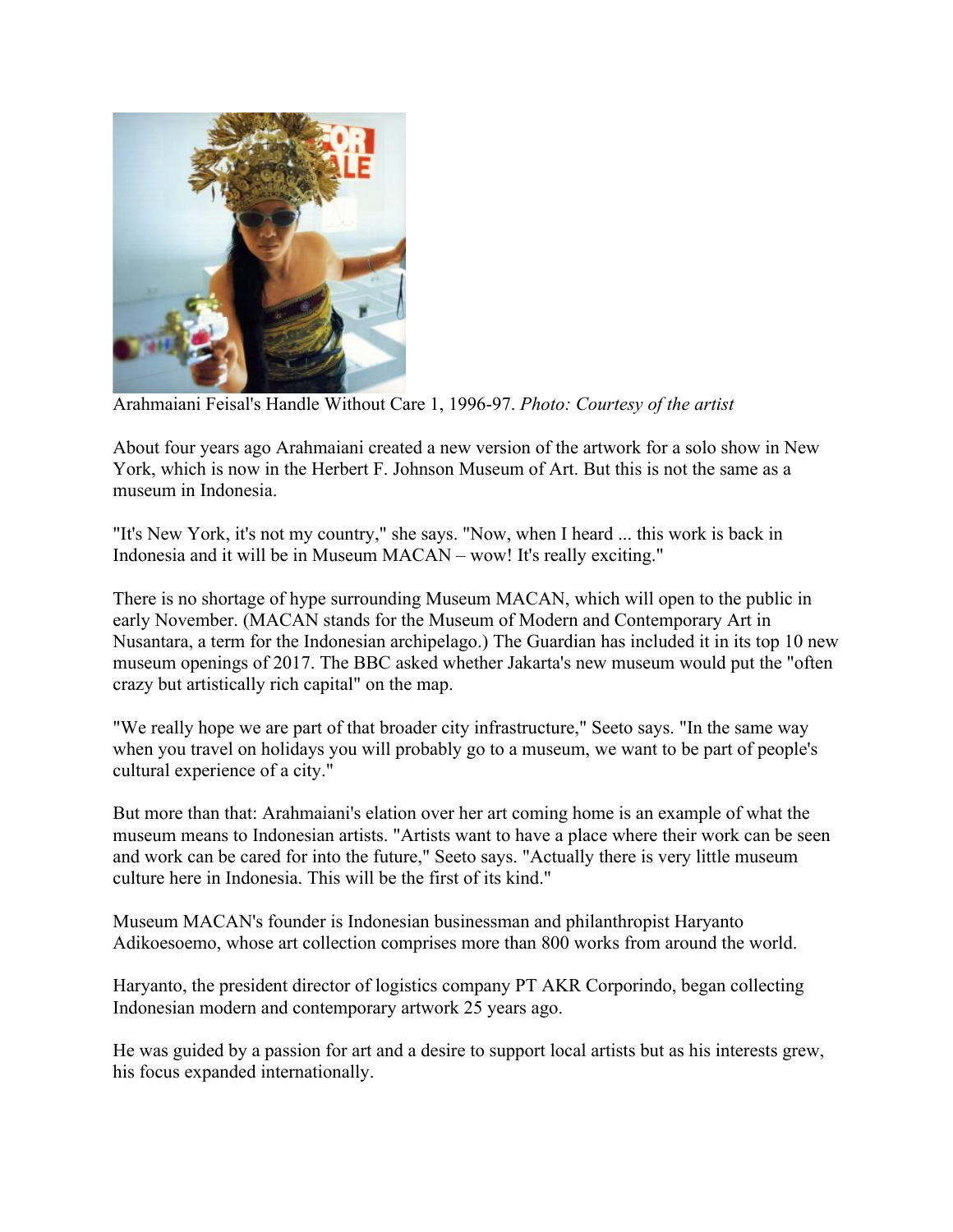Arahmaiani Feisal's Handle Without Care 1, 1996-97. *Photo: Courtesy of the artist*

About four years ago Arahmaiani created a new version of the artwork for a solo show in New York, which is now in the Herbert F. Johnson Museum of Art. But this is not the same as a museum in Indonesia.

"It's New York, it's not my country," she says. "Now, when I heard ... this work is back in Indonesia and it will be in Museum MACAN – wow! It's really exciting."

There is no shortage of hype surrounding Museum MACAN, which will open to the public in early November. (MACAN stands for the Museum of Modern and Contemporary Art in Nusantara, a term for the Indonesian archipelago.) The Guardian has included it in its top 10 new museum openings of 2017. The BBC asked whether Jakarta's new museum would put the "often crazy but artistically rich capital" on the map.

"We really hope we are part of that broader city infrastructure," Seeto says. "In the same way when you travel on holidays you will probably go to a museum, we want to be part of people's cultural experience of a city."

But more than that: Arahmaiani's elation over her art coming home is an example of what the museum means to Indonesian artists. "Artists want to have a place where their work can be seen and work can be cared for into the future," Seeto says. "Actually there is very little museum culture here in Indonesia. This will be the first of its kind."

Museum MACAN's founder is Indonesian businessman and philanthropist Haryanto Adikoesoemo, whose art collection comprises more than 800 works from around the world.

Haryanto, the president director of logistics company PT AKR Corporindo, began collecting Indonesian modern and contemporary artwork 25 years ago.

He was guided by a passion for art and a desire to support local artists but as his interests grew, his focus expanded internationally.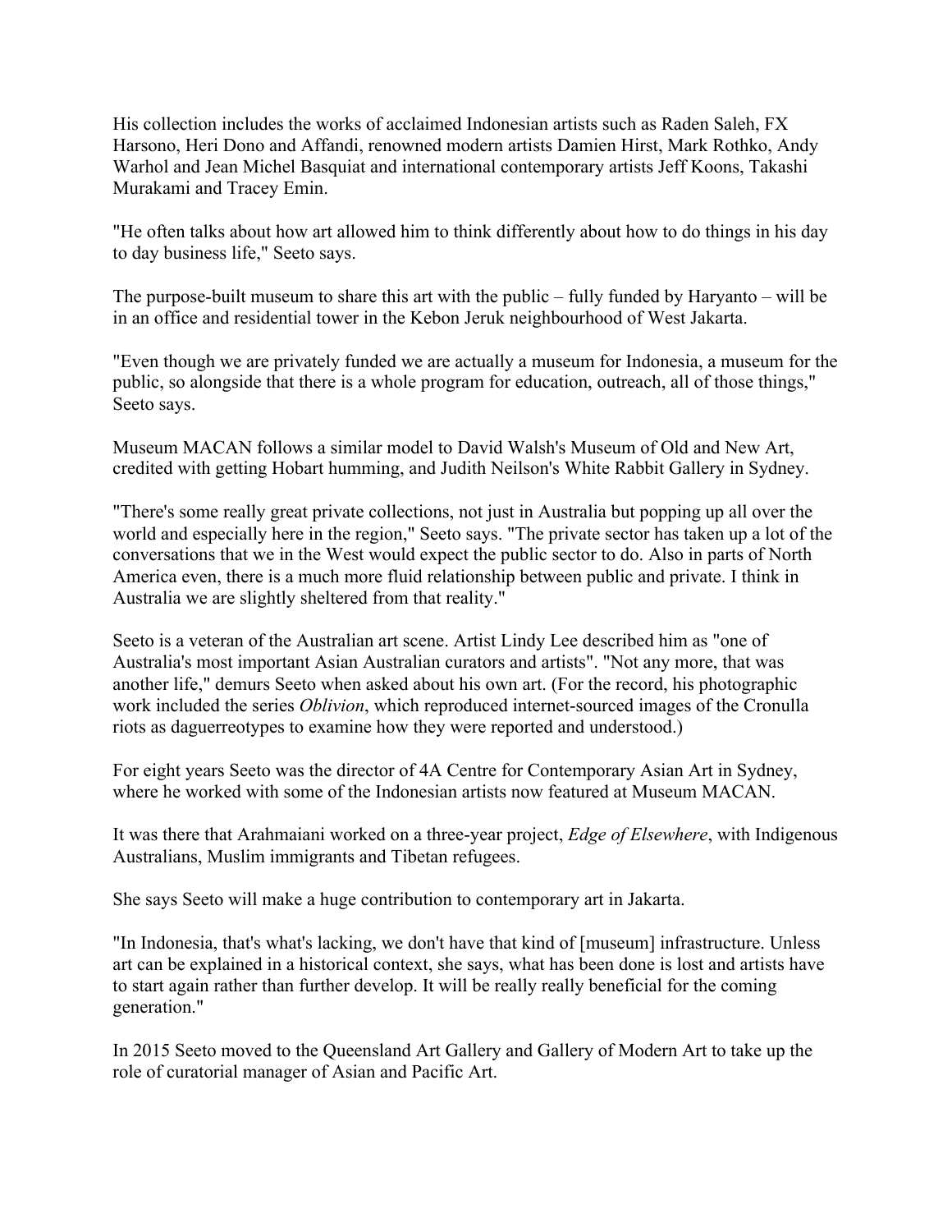His collection includes the works of acclaimed Indonesian artists such as Raden Saleh, FX Harsono, Heri Dono and Affandi, renowned modern artists Damien Hirst, Mark Rothko, Andy Warhol and Jean Michel Basquiat and international contemporary artists Jeff Koons, Takashi Murakami and Tracey Emin.

"He often talks about how art allowed him to think differently about how to do things in his day to day business life," Seeto says.

The purpose-built museum to share this art with the public – fully funded by Haryanto – will be in an office and residential tower in the Kebon Jeruk neighbourhood of West Jakarta.

"Even though we are privately funded we are actually a museum for Indonesia, a museum for the public, so alongside that there is a whole program for education, outreach, all of those things," Seeto says.

Museum MACAN follows a similar model to David Walsh's Museum of Old and New Art, credited with getting Hobart humming, and Judith Neilson's White Rabbit Gallery in Sydney.

"There's some really great private collections, not just in Australia but popping up all over the world and especially here in the region," Seeto says. "The private sector has taken up a lot of the conversations that we in the West would expect the public sector to do. Also in parts of North America even, there is a much more fluid relationship between public and private. I think in Australia we are slightly sheltered from that reality."

Seeto is a veteran of the Australian art scene. Artist Lindy Lee described him as "one of Australia's most important Asian Australian curators and artists". "Not any more, that was another life," demurs Seeto when asked about his own art. (For the record, his photographic work included the series *Oblivion*, which reproduced internet-sourced images of the Cronulla riots as daguerreotypes to examine how they were reported and understood.)

For eight years Seeto was the director of 4A Centre for Contemporary Asian Art in Sydney, where he worked with some of the Indonesian artists now featured at Museum MACAN.

It was there that Arahmaiani worked on a three-year project, *Edge of Elsewhere*, with Indigenous Australians, Muslim immigrants and Tibetan refugees.

She says Seeto will make a huge contribution to contemporary art in Jakarta.

"In Indonesia, that's what's lacking, we don't have that kind of [museum] infrastructure. Unless art can be explained in a historical context, she says, what has been done is lost and artists have to start again rather than further develop. It will be really really beneficial for the coming generation."

In 2015 Seeto moved to the Queensland Art Gallery and Gallery of Modern Art to take up the role of curatorial manager of Asian and Pacific Art.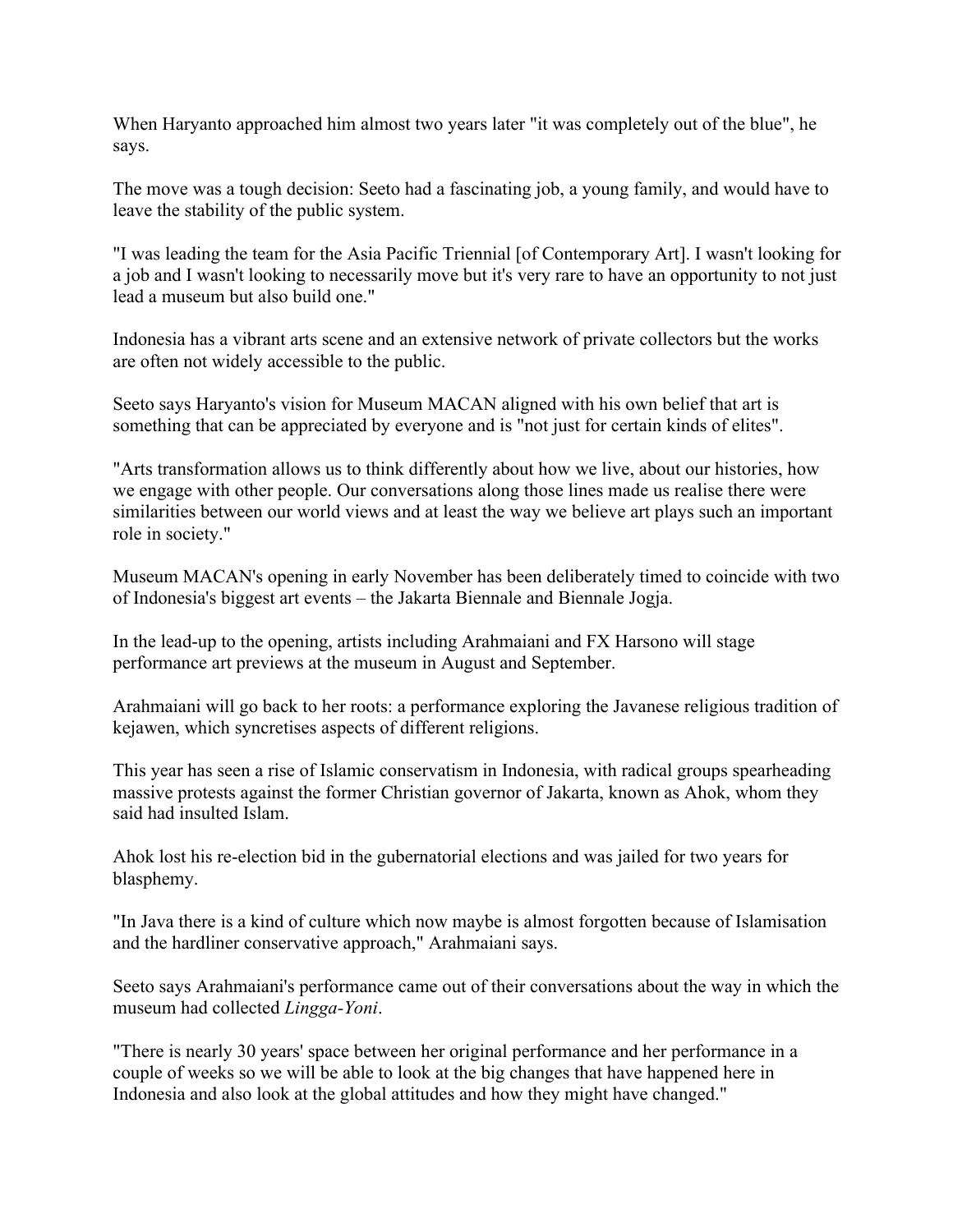When Haryanto approached him almost two years later "it was completely out of the blue", he says.

The move was a tough decision: Seeto had a fascinating job, a young family, and would have to leave the stability of the public system.

"I was leading the team for the Asia Pacific Triennial [of Contemporary Art]. I wasn't looking for a job and I wasn't looking to necessarily move but it's very rare to have an opportunity to not just lead a museum but also build one."

Indonesia has a vibrant arts scene and an extensive network of private collectors but the works are often not widely accessible to the public.

Seeto says Haryanto's vision for Museum MACAN aligned with his own belief that art is something that can be appreciated by everyone and is "not just for certain kinds of elites".

"Arts transformation allows us to think differently about how we live, about our histories, how we engage with other people. Our conversations along those lines made us realise there were similarities between our world views and at least the way we believe art plays such an important role in society."

Museum MACAN's opening in early November has been deliberately timed to coincide with two of Indonesia's biggest art events – the Jakarta Biennale and Biennale Jogja.

In the lead-up to the opening, artists including Arahmaiani and FX Harsono will stage performance art previews at the museum in August and September.

Arahmaiani will go back to her roots: a performance exploring the Javanese religious tradition of kejawen, which syncretises aspects of different religions.

This year has seen a rise of Islamic conservatism in Indonesia, with radical groups spearheading massive protests against the former Christian governor of Jakarta, known as Ahok, whom they said had insulted Islam.

Ahok lost his re-election bid in the gubernatorial elections and was jailed for two years for blasphemy.

"In Java there is a kind of culture which now maybe is almost forgotten because of Islamisation and the hardliner conservative approach," Arahmaiani says.

Seeto says Arahmaiani's performance came out of their conversations about the way in which the museum had collected *Lingga-Yoni*.

"There is nearly 30 years' space between her original performance and her performance in a couple of weeks so we will be able to look at the big changes that have happened here in Indonesia and also look at the global attitudes and how they might have changed."